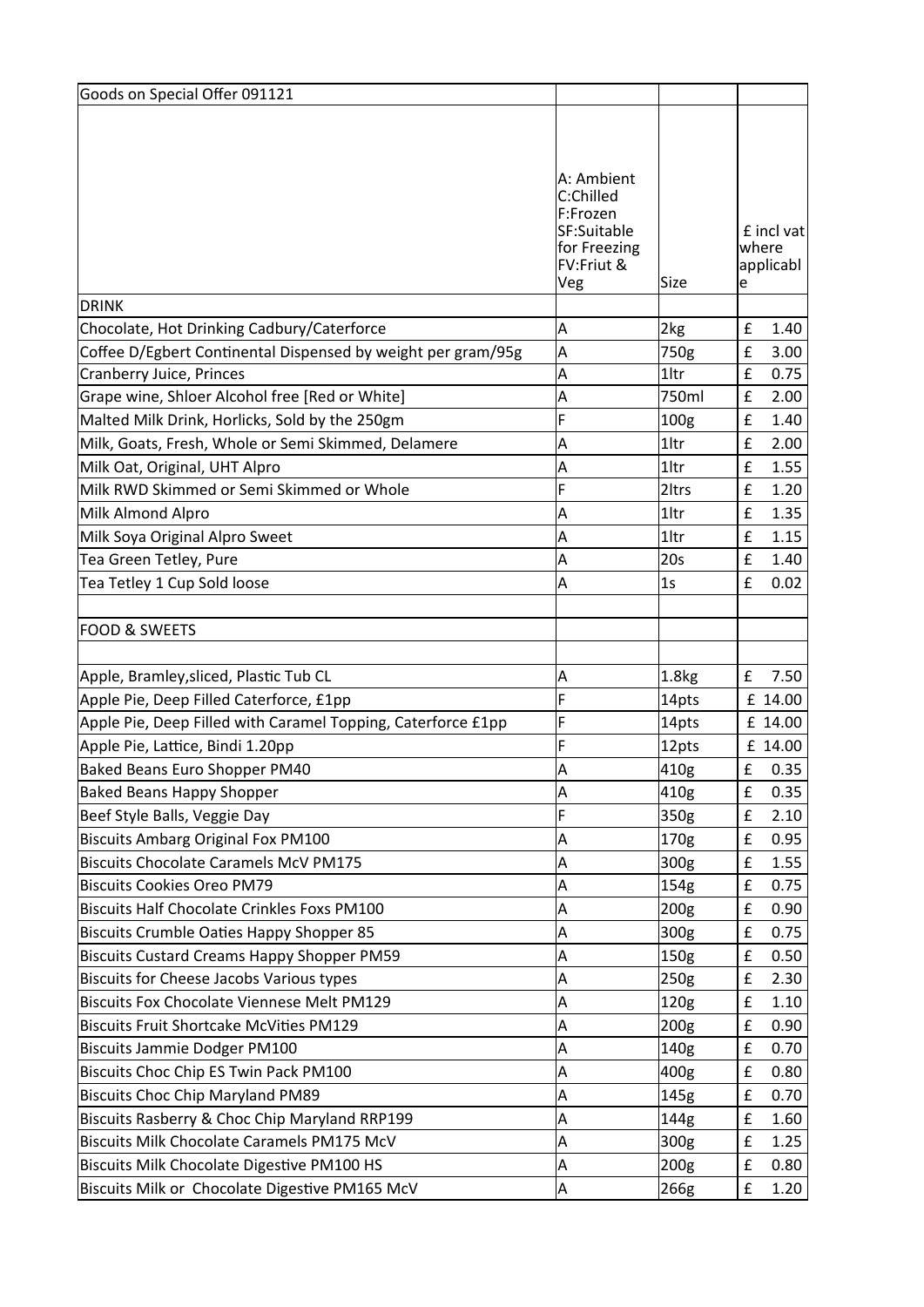| Goods on Special Offer 091121 | | | |
|---|---|---|---|
| | A: Ambient C:Chilled F:Frozen SF:Suitable for Freezing FV:Friut & Veg | Size | £ incl vat where applicable |
| DRINK | | | |
| Chocolate, Hot Drinking Cadbury/Caterforce | A | 2kg | £ 1.40 |
| Coffee D/Egbert Continental Dispensed by weight per gram/95g | A | 750g | £ 3.00 |
| Cranberry Juice, Princes | A | 1ltr | £ 0.75 |
| Grape wine, Shloer Alcohol free [Red or White] | A | 750ml | £ 2.00 |
| Malted Milk Drink, Horlicks, Sold by the 250gm | F | 100g | £ 1.40 |
| Milk, Goats, Fresh, Whole or Semi Skimmed, Delamere | A | 1ltr | £ 2.00 |
| Milk Oat, Original, UHT Alpro | A | 1ltr | £ 1.55 |
| Milk RWD Skimmed or Semi Skimmed or Whole | F | 2ltrs | £ 1.20 |
| Milk Almond Alpro | A | 1ltr | £ 1.35 |
| Milk Soya Original Alpro Sweet | A | 1ltr | £ 1.15 |
| Tea Green Tetley, Pure | A | 20s | £ 1.40 |
| Tea Tetley 1 Cup Sold loose | A | 1s | £ 0.02 |
| | | | |
| FOOD & SWEETS | | | |
| | | | |
| Apple, Bramley,sliced, Plastic Tub CL | A | 1.8kg | £ 7.50 |
| Apple Pie, Deep Filled Caterforce, £1pp | F | 14pts | £ 14.00 |
| Apple Pie, Deep Filled with Caramel Topping, Caterforce £1pp | F | 14pts | £ 14.00 |
| Apple Pie, Lattice, Bindi 1.20pp | F | 12pts | £ 14.00 |
| Baked Beans Euro Shopper PM40 | A | 410g | £ 0.35 |
| Baked Beans Happy Shopper | A | 410g | £ 0.35 |
| Beef Style Balls, Veggie Day | F | 350g | £ 2.10 |
| Biscuits Ambarg Original Fox PM100 | A | 170g | £ 0.95 |
| Biscuits Chocolate Caramels McV PM175 | A | 300g | £ 1.55 |
| Biscuits Cookies Oreo PM79 | A | 154g | £ 0.75 |
| Biscuits Half Chocolate Crinkles Foxs PM100 | A | 200g | £ 0.90 |
| Biscuits Crumble Oaties Happy Shopper 85 | A | 300g | £ 0.75 |
| Biscuits Custard Creams Happy Shopper PM59 | A | 150g | £ 0.50 |
| Biscuits for Cheese Jacobs Various types | A | 250g | £ 2.30 |
| Biscuits Fox Chocolate Viennese Melt PM129 | A | 120g | £ 1.10 |
| Biscuits Fruit Shortcake McVities PM129 | A | 200g | £ 0.90 |
| Biscuits Jammie Dodger PM100 | A | 140g | £ 0.70 |
| Biscuits Choc Chip ES Twin Pack PM100 | A | 400g | £ 0.80 |
| Biscuits Choc Chip Maryland PM89 | A | 145g | £ 0.70 |
| Biscuits Rasberry & Choc Chip Maryland RRP199 | A | 144g | £ 1.60 |
| Biscuits Milk Chocolate Caramels PM175 McV | A | 300g | £ 1.25 |
| Biscuits Milk Chocolate Digestive PM100 HS | A | 200g | £ 0.80 |
| Biscuits Milk or Chocolate Digestive PM165 McV | A | 266g | £ 1.20 |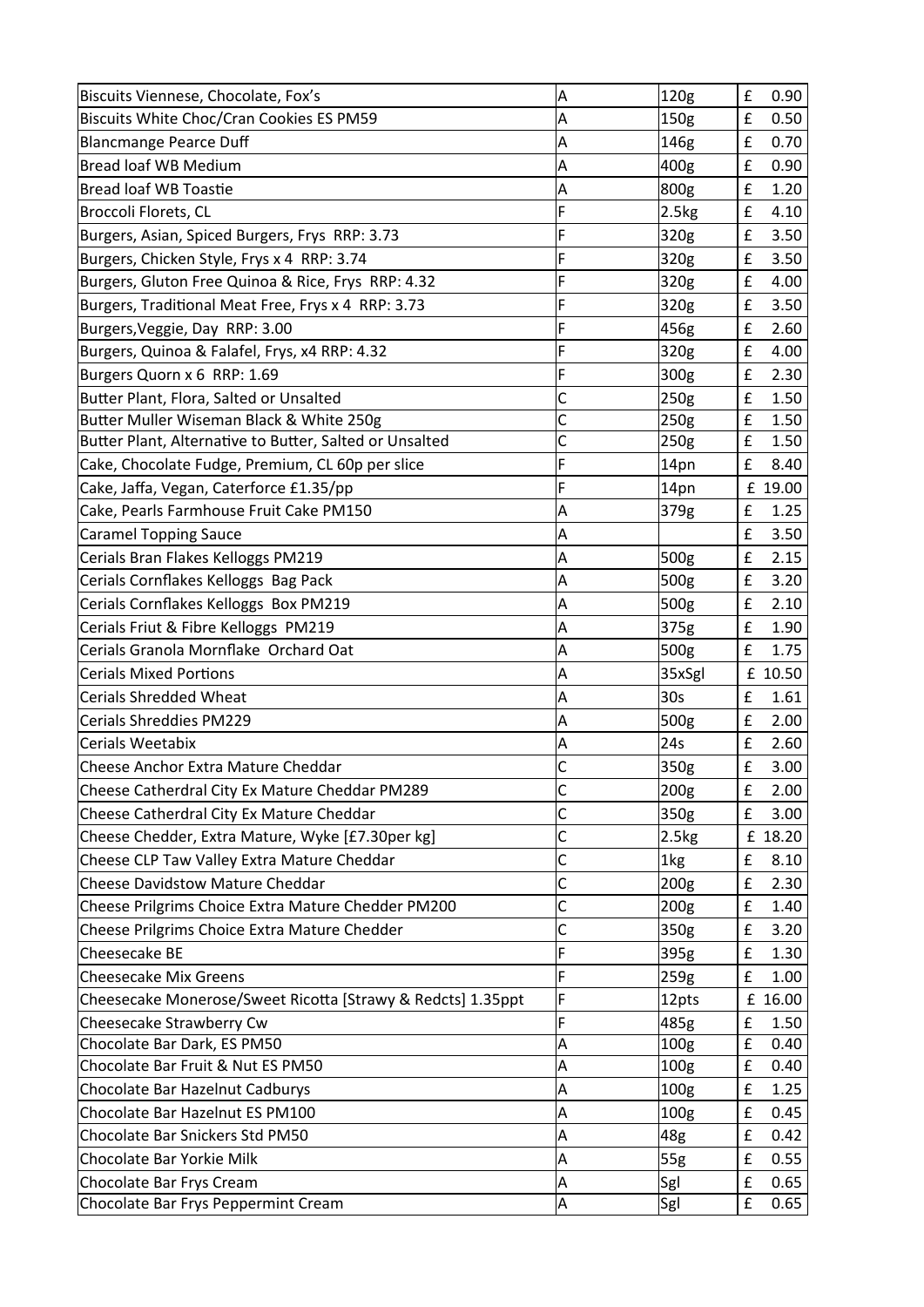| Biscuits Viennese, Chocolate, Fox's | A | 120g | £ 0.90 |
|---|---|---|---|
| Biscuits White Choc/Cran Cookies ES PM59 | A | 150g | £ 0.50 |
| Blancmange Pearce Duff | A | 146g | £ 0.70 |
| Bread loaf WB Medium | A | 400g | £ 0.90 |
| Bread loaf WB Toastie | A | 800g | £ 1.20 |
| Broccoli Florets, CL | F | 2.5kg | £ 4.10 |
| Burgers, Asian, Spiced Burgers, Frys RRP: 3.73 | F | 320g | £ 3.50 |
| Burgers, Chicken Style, Frys x 4 RRP: 3.74 | F | 320g | £ 3.50 |
| Burgers, Gluton Free Quinoa & Rice, Frys RRP: 4.32 | F | 320g | £ 4.00 |
| Burgers, Traditional Meat Free, Frys x 4 RRP: 3.73 | F | 320g | £ 3.50 |
| Burgers,Veggie, Day RRP: 3.00 | F | 456g | £ 2.60 |
| Burgers, Quinoa & Falafel, Frys, x4 RRP: 4.32 | F | 320g | £ 4.00 |
| Burgers Quorn x 6 RRP: 1.69 | F | 300g | £ 2.30 |
| Butter Plant, Flora, Salted or Unsalted | C | 250g | £ 1.50 |
| Butter Muller Wiseman Black & White 250g | C | 250g | £ 1.50 |
| Butter Plant, Alternative to Butter, Salted or Unsalted | C | 250g | £ 1.50 |
| Cake, Chocolate Fudge, Premium, CL 60p per slice | F | 14pn | £ 8.40 |
| Cake, Jaffa, Vegan, Caterforce £1.35/pp | F | 14pn | £ 19.00 |
| Cake, Pearls Farmhouse Fruit Cake PM150 | A | 379g | £ 1.25 |
| Caramel Topping Sauce | A | | £ 3.50 |
| Cerials Bran Flakes Kelloggs PM219 | A | 500g | £ 2.15 |
| Cerials Cornflakes Kelloggs Bag Pack | A | 500g | £ 3.20 |
| Cerials Cornflakes Kelloggs Box PM219 | A | 500g | £ 2.10 |
| Cerials Friut & Fibre Kelloggs PM219 | A | 375g | £ 1.90 |
| Cerials Granola Mornflake Orchard Oat | A | 500g | £ 1.75 |
| Cerials Mixed Portions | A | 35xSgl | £ 10.50 |
| Cerials Shredded Wheat | A | 30s | £ 1.61 |
| Cerials Shreddies PM229 | A | 500g | £ 2.00 |
| Cerials Weetabix | A | 24s | £ 2.60 |
| Cheese Anchor Extra Mature Cheddar | C | 350g | £ 3.00 |
| Cheese Catherdral City Ex Mature Cheddar PM289 | C | 200g | £ 2.00 |
| Cheese Catherdral City Ex Mature Cheddar | C | 350g | £ 3.00 |
| Cheese Chedder, Extra Mature, Wyke [£7.30per kg] | C | 2.5kg | £ 18.20 |
| Cheese CLP Taw Valley Extra Mature Cheddar | C | 1kg | £ 8.10 |
| Cheese Davidstow Mature Cheddar | C | 200g | £ 2.30 |
| Cheese Prilgrims Choice Extra Mature Chedder PM200 | C | 200g | £ 1.40 |
| Cheese Prilgrims Choice Extra Mature Chedder | C | 350g | £ 3.20 |
| Cheesecake BE | F | 395g | £ 1.30 |
| Cheesecake Mix Greens | F | 259g | £ 1.00 |
| Cheesecake Monerose/Sweet Ricotta [Strawy & Redcts] 1.35ppt | F | 12pts | £ 16.00 |
| Cheesecake Strawberry Cw | F | 485g | £ 1.50 |
| Chocolate Bar Dark, ES PM50 | A | 100g | £ 0.40 |
| Chocolate Bar Fruit & Nut ES PM50 | A | 100g | £ 0.40 |
| Chocolate Bar Hazelnut Cadburys | A | 100g | £ 1.25 |
| Chocolate Bar Hazelnut ES PM100 | A | 100g | £ 0.45 |
| Chocolate Bar Snickers Std PM50 | A | 48g | £ 0.42 |
| Chocolate Bar Yorkie Milk | A | 55g | £ 0.55 |
| Chocolate Bar Frys Cream | A | Sgl | £ 0.65 |
| Chocolate Bar Frys Peppermint Cream | A | Sgl | £ 0.65 |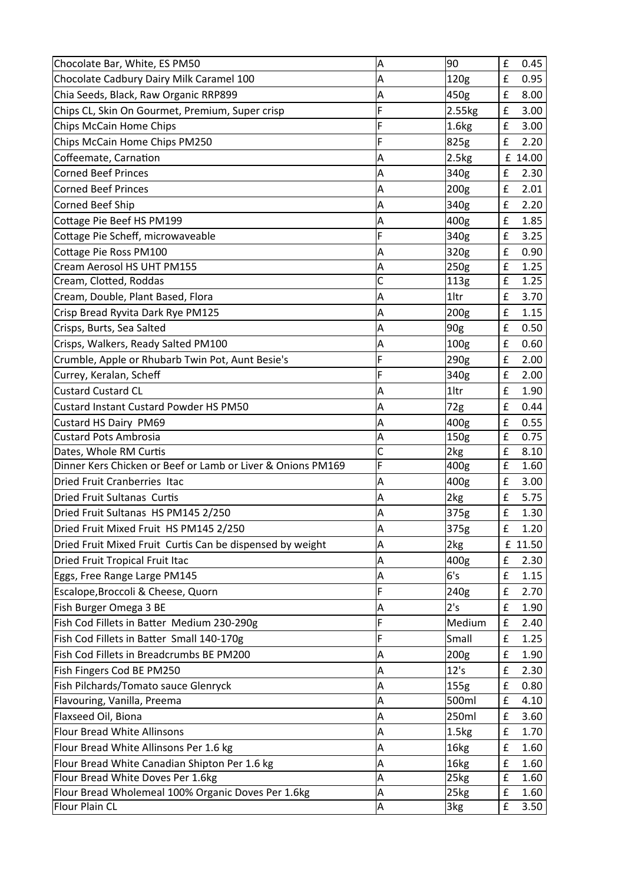| | | | |
|---|---|---|---|
| Chocolate Bar, White, ES PM50 | A | 90 | £ 0.45 |
| Chocolate Cadbury Dairy Milk Caramel 100 | A | 120g | £ 0.95 |
| Chia Seeds, Black, Raw Organic RRP899 | A | 450g | £ 8.00 |
| Chips CL, Skin On Gourmet, Premium, Super crisp | F | 2.55kg | £ 3.00 |
| Chips McCain Home Chips | F | 1.6kg | £ 3.00 |
| Chips McCain Home Chips PM250 | F | 825g | £ 2.20 |
| Coffeemate, Carnation | A | 2.5kg | £ 14.00 |
| Corned Beef Princes | A | 340g | £ 2.30 |
| Corned Beef Princes | A | 200g | £ 2.01 |
| Corned Beef Ship | A | 340g | £ 2.20 |
| Cottage Pie Beef HS PM199 | A | 400g | £ 1.85 |
| Cottage Pie Scheff, microwaveable | F | 340g | £ 3.25 |
| Cottage Pie Ross PM100 | A | 320g | £ 0.90 |
| Cream Aerosol HS UHT PM155 | A | 250g | £ 1.25 |
| Cream, Clotted, Roddas | C | 113g | £ 1.25 |
| Cream, Double, Plant Based, Flora | A | 1ltr | £ 3.70 |
| Crisp Bread Ryvita Dark Rye PM125 | A | 200g | £ 1.15 |
| Crisps, Burts, Sea Salted | A | 90g | £ 0.50 |
| Crisps, Walkers, Ready Salted PM100 | A | 100g | £ 0.60 |
| Crumble, Apple or Rhubarb Twin Pot, Aunt Besie's | F | 290g | £ 2.00 |
| Currey, Keralan, Scheff | F | 340g | £ 2.00 |
| Custard Custard CL | A | 1ltr | £ 1.90 |
| Custard Instant Custard Powder HS PM50 | A | 72g | £ 0.44 |
| Custard HS Dairy PM69 | A | 400g | £ 0.55 |
| Custard Pots Ambrosia | A | 150g | £ 0.75 |
| Dates, Whole RM Curtis | C | 2kg | £ 8.10 |
| Dinner Kers Chicken or Beef or Lamb or Liver & Onions PM169 | F | 400g | £ 1.60 |
| Dried Fruit Cranberries Itac | A | 400g | £ 3.00 |
| Dried Fruit Sultanas Curtis | A | 2kg | £ 5.75 |
| Dried Fruit Sultanas HS PM145 2/250 | A | 375g | £ 1.30 |
| Dried Fruit Mixed Fruit HS PM145 2/250 | A | 375g | £ 1.20 |
| Dried Fruit Mixed Fruit Curtis Can be dispensed by weight | A | 2kg | £ 11.50 |
| Dried Fruit Tropical Fruit Itac | A | 400g | £ 2.30 |
| Eggs, Free Range Large PM145 | A | 6's | £ 1.15 |
| Escalope,Broccoli & Cheese, Quorn | F | 240g | £ 2.70 |
| Fish Burger Omega 3 BE | A | 2's | £ 1.90 |
| Fish Cod Fillets in Batter Medium 230-290g | F | Medium | £ 2.40 |
| Fish Cod Fillets in Batter Small 140-170g | F | Small | £ 1.25 |
| Fish Cod Fillets in Breadcrumbs BE PM200 | A | 200g | £ 1.90 |
| Fish Fingers Cod BE PM250 | A | 12's | £ 2.30 |
| Fish Pilchards/Tomato sauce Glenryck | A | 155g | £ 0.80 |
| Flavouring, Vanilla, Preema | A | 500ml | £ 4.10 |
| Flaxseed Oil, Biona | A | 250ml | £ 3.60 |
| Flour Bread White Allinsons | A | 1.5kg | £ 1.70 |
| Flour Bread White Allinsons Per 1.6 kg | A | 16kg | £ 1.60 |
| Flour Bread White Canadian Shipton Per 1.6 kg | A | 16kg | £ 1.60 |
| Flour Bread White Doves Per 1.6kg | A | 25kg | £ 1.60 |
| Flour Bread Wholemeal 100% Organic Doves Per 1.6kg | A | 25kg | £ 1.60 |
| Flour Plain CL | A | 3kg | £ 3.50 |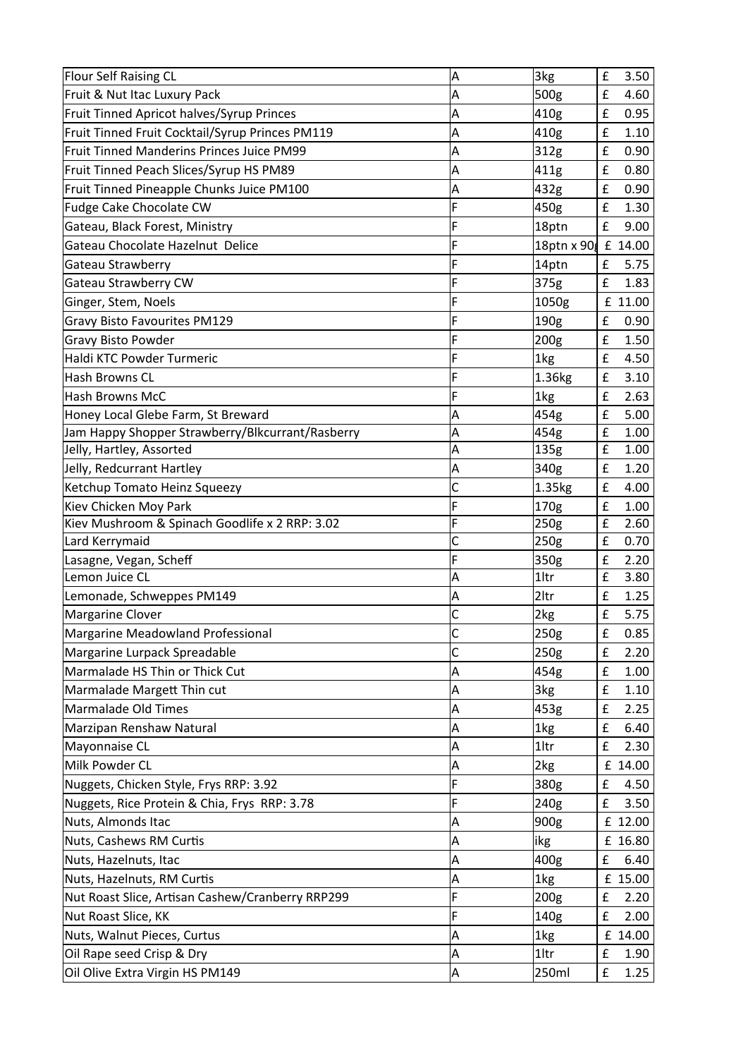| | | | |
|---|---|---|---|
| Flour Self Raising CL | A | 3kg | £ 3.50 |
| Fruit & Nut Itac Luxury Pack | A | 500g | £ 4.60 |
| Fruit Tinned Apricot halves/Syrup Princes | A | 410g | £ 0.95 |
| Fruit Tinned Fruit Cocktail/Syrup Princes PM119 | A | 410g | £ 1.10 |
| Fruit Tinned Manderins Princes Juice PM99 | A | 312g | £ 0.90 |
| Fruit Tinned Peach Slices/Syrup HS PM89 | A | 411g | £ 0.80 |
| Fruit Tinned Pineapple Chunks Juice PM100 | A | 432g | £ 0.90 |
| Fudge Cake Chocolate CW | F | 450g | £ 1.30 |
| Gateau, Black Forest, Ministry | F | 18ptn | £ 9.00 |
| Gateau Chocolate Hazelnut Delice | F | 18ptn x 90g | £ 14.00 |
| Gateau Strawberry | F | 14ptn | £ 5.75 |
| Gateau Strawberry CW | F | 375g | £ 1.83 |
| Ginger, Stem, Noels | F | 1050g | £ 11.00 |
| Gravy Bisto Favourites PM129 | F | 190g | £ 0.90 |
| Gravy Bisto Powder | F | 200g | £ 1.50 |
| Haldi KTC Powder Turmeric | F | 1kg | £ 4.50 |
| Hash Browns CL | F | 1.36kg | £ 3.10 |
| Hash Browns McC | F | 1kg | £ 2.63 |
| Honey Local Glebe Farm, St Breward | A | 454g | £ 5.00 |
| Jam Happy Shopper Strawberry/Blkcurrant/Rasberry | A | 454g | £ 1.00 |
| Jelly, Hartley, Assorted | A | 135g | £ 1.00 |
| Jelly, Redcurrant Hartley | A | 340g | £ 1.20 |
| Ketchup Tomato Heinz Squeezy | C | 1.35kg | £ 4.00 |
| Kiev Chicken Moy Park | F | 170g | £ 1.00 |
| Kiev Mushroom & Spinach Goodlife x 2 RRP: 3.02 | F | 250g | £ 2.60 |
| Lard Kerrymaid | C | 250g | £ 0.70 |
| Lasagne, Vegan, Scheff | F | 350g | £ 2.20 |
| Lemon Juice CL | A | 1ltr | £ 3.80 |
| Lemonade, Schweppes PM149 | A | 2ltr | £ 1.25 |
| Margarine Clover | C | 2kg | £ 5.75 |
| Margarine Meadowland Professional | C | 250g | £ 0.85 |
| Margarine Lurpack Spreadable | C | 250g | £ 2.20 |
| Marmalade HS Thin or Thick Cut | A | 454g | £ 1.00 |
| Marmalade Margett Thin cut | A | 3kg | £ 1.10 |
| Marmalade Old Times | A | 453g | £ 2.25 |
| Marzipan Renshaw Natural | A | 1kg | £ 6.40 |
| Mayonnaise CL | A | 1ltr | £ 2.30 |
| Milk Powder CL | A | 2kg | £ 14.00 |
| Nuggets, Chicken Style, Frys RRP: 3.92 | F | 380g | £ 4.50 |
| Nuggets, Rice Protein & Chia, Frys RRP: 3.78 | F | 240g | £ 3.50 |
| Nuts, Almonds Itac | A | 900g | £ 12.00 |
| Nuts, Cashews RM Curtis | A | ikg | £ 16.80 |
| Nuts, Hazelnuts, Itac | A | 400g | £ 6.40 |
| Nuts, Hazelnuts, RM Curtis | A | 1kg | £ 15.00 |
| Nut Roast Slice, Artisan Cashew/Cranberry RRP299 | F | 200g | £ 2.20 |
| Nut Roast Slice, KK | F | 140g | £ 2.00 |
| Nuts, Walnut Pieces, Curtus | A | 1kg | £ 14.00 |
| Oil Rape seed Crisp & Dry | A | 1ltr | £ 1.90 |
| Oil Olive Extra Virgin HS PM149 | A | 250ml | £ 1.25 |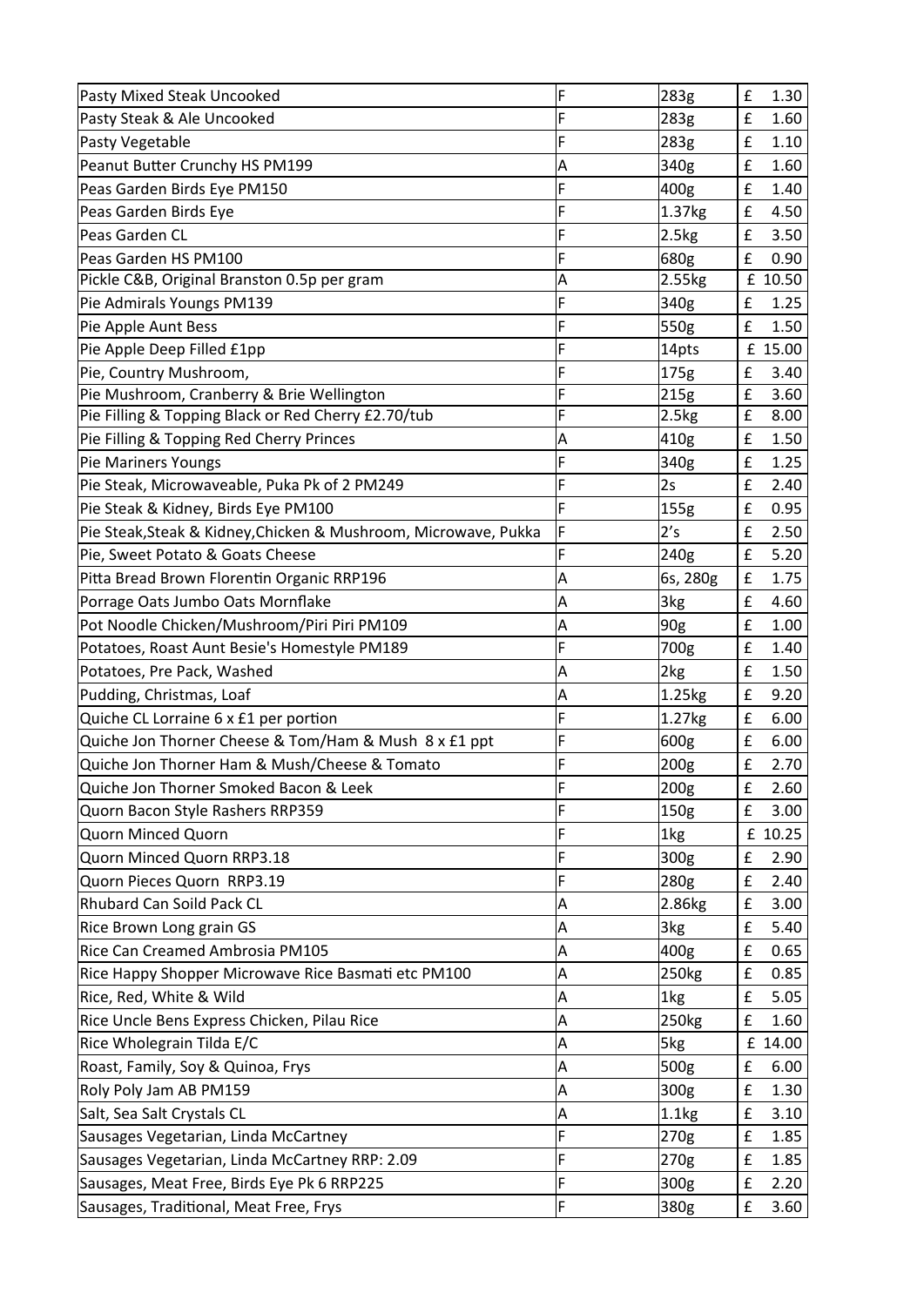| | | | |
|---|---|---|---|
| Pasty Mixed Steak Uncooked | F | 283g | £ 1.30 |
| Pasty Steak & Ale Uncooked | F | 283g | £ 1.60 |
| Pasty Vegetable | F | 283g | £ 1.10 |
| Peanut Butter Crunchy HS PM199 | A | 340g | £ 1.60 |
| Peas Garden Birds Eye PM150 | F | 400g | £ 1.40 |
| Peas Garden Birds Eye | F | 1.37kg | £ 4.50 |
| Peas Garden CL | F | 2.5kg | £ 3.50 |
| Peas Garden HS PM100 | F | 680g | £ 0.90 |
| Pickle C&B, Original Branston 0.5p per gram | A | 2.55kg | £ 10.50 |
| Pie Admirals Youngs PM139 | F | 340g | £ 1.25 |
| Pie Apple Aunt Bess | F | 550g | £ 1.50 |
| Pie Apple Deep Filled £1pp | F | 14pts | £ 15.00 |
| Pie, Country Mushroom, | F | 175g | £ 3.40 |
| Pie Mushroom, Cranberry & Brie Wellington | F | 215g | £ 3.60 |
| Pie Filling & Topping Black or Red Cherry £2.70/tub | F | 2.5kg | £ 8.00 |
| Pie Filling & Topping Red Cherry Princes | A | 410g | £ 1.50 |
| Pie Mariners Youngs | F | 340g | £ 1.25 |
| Pie Steak, Microwaveable, Puka Pk of 2 PM249 | F | 2s | £ 2.40 |
| Pie Steak & Kidney, Birds Eye PM100 | F | 155g | £ 0.95 |
| Pie Steak,Steak & Kidney,Chicken & Mushroom, Microwave, Pukka | F | 2's | £ 2.50 |
| Pie, Sweet Potato & Goats Cheese | F | 240g | £ 5.20 |
| Pitta Bread Brown Florentin Organic RRP196 | A | 6s, 280g | £ 1.75 |
| Porrage Oats Jumbo Oats Mornflake | A | 3kg | £ 4.60 |
| Pot Noodle Chicken/Mushroom/Piri Piri PM109 | A | 90g | £ 1.00 |
| Potatoes, Roast Aunt Besie's Homestyle PM189 | F | 700g | £ 1.40 |
| Potatoes, Pre Pack, Washed | A | 2kg | £ 1.50 |
| Pudding, Christmas, Loaf | A | 1.25kg | £ 9.20 |
| Quiche CL Lorraine 6 x £1 per portion | F | 1.27kg | £ 6.00 |
| Quiche Jon Thorner Cheese & Tom/Ham & Mush 8 x £1 ppt | F | 600g | £ 6.00 |
| Quiche Jon Thorner Ham & Mush/Cheese & Tomato | F | 200g | £ 2.70 |
| Quiche Jon Thorner Smoked Bacon & Leek | F | 200g | £ 2.60 |
| Quorn Bacon Style Rashers RRP359 | F | 150g | £ 3.00 |
| Quorn Minced Quorn | F | 1kg | £ 10.25 |
| Quorn Minced Quorn RRP3.18 | F | 300g | £ 2.90 |
| Quorn Pieces Quorn RRP3.19 | F | 280g | £ 2.40 |
| Rhubard Can Soild Pack CL | A | 2.86kg | £ 3.00 |
| Rice Brown Long grain GS | A | 3kg | £ 5.40 |
| Rice Can Creamed Ambrosia PM105 | A | 400g | £ 0.65 |
| Rice Happy Shopper Microwave Rice Basmati etc PM100 | A | 250kg | £ 0.85 |
| Rice, Red, White & Wild | A | 1kg | £ 5.05 |
| Rice Uncle Bens Express Chicken, Pilau Rice | A | 250kg | £ 1.60 |
| Rice Wholegrain Tilda E/C | A | 5kg | £ 14.00 |
| Roast, Family, Soy & Quinoa, Frys | A | 500g | £ 6.00 |
| Roly Poly Jam AB PM159 | A | 300g | £ 1.30 |
| Salt, Sea Salt Crystals CL | A | 1.1kg | £ 3.10 |
| Sausages Vegetarian, Linda McCartney | F | 270g | £ 1.85 |
| Sausages Vegetarian, Linda McCartney RRP: 2.09 | F | 270g | £ 1.85 |
| Sausages, Meat Free, Birds Eye Pk 6 RRP225 | F | 300g | £ 2.20 |
| Sausages, Traditional, Meat Free, Frys | F | 380g | £ 3.60 |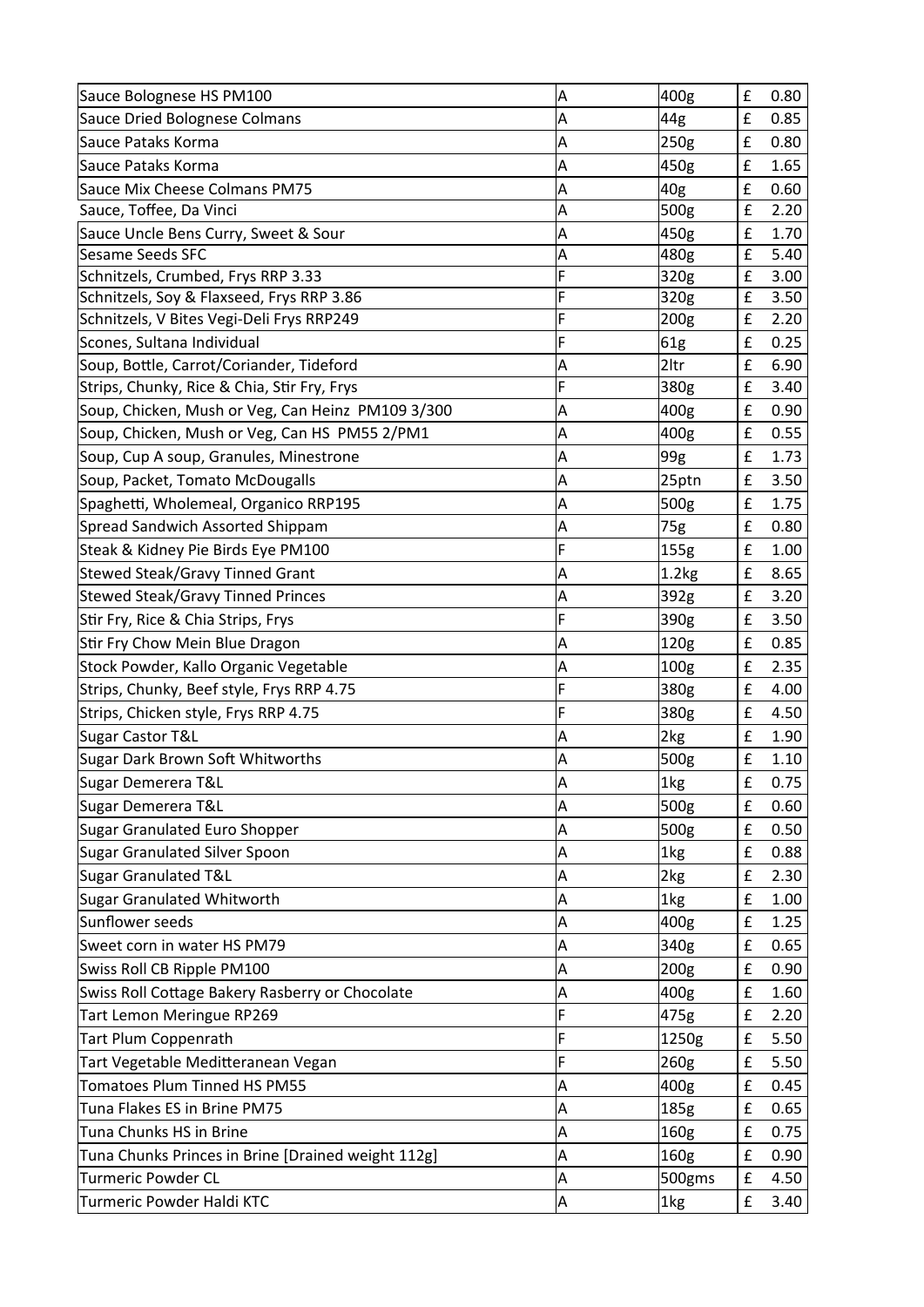| | | | | |
|---|---|---|---|---|
| Sauce Bolognese HS PM100 | A | 400g | £ | 0.80 |
| Sauce Dried Bolognese Colmans | A | 44g | £ | 0.85 |
| Sauce Pataks Korma | A | 250g | £ | 0.80 |
| Sauce Pataks Korma | A | 450g | £ | 1.65 |
| Sauce Mix Cheese Colmans PM75 | A | 40g | £ | 0.60 |
| Sauce, Toffee, Da Vinci | A | 500g | £ | 2.20 |
| Sauce Uncle Bens Curry, Sweet & Sour | A | 450g | £ | 1.70 |
| Sesame Seeds SFC | A | 480g | £ | 5.40 |
| Schnitzels, Crumbed, Frys RRP 3.33 | F | 320g | £ | 3.00 |
| Schnitzels, Soy & Flaxseed, Frys RRP 3.86 | F | 320g | £ | 3.50 |
| Schnitzels, V Bites Vegi-Deli Frys RRP249 | F | 200g | £ | 2.20 |
| Scones, Sultana Individual | F | 61g | £ | 0.25 |
| Soup, Bottle, Carrot/Coriander, Tideford | A | 2ltr | £ | 6.90 |
| Strips, Chunky, Rice & Chia, Stir Fry, Frys | F | 380g | £ | 3.40 |
| Soup, Chicken, Mush or Veg, Can Heinz PM109 3/300 | A | 400g | £ | 0.90 |
| Soup, Chicken, Mush or Veg, Can HS PM55 2/PM1 | A | 400g | £ | 0.55 |
| Soup, Cup A soup, Granules, Minestrone | A | 99g | £ | 1.73 |
| Soup, Packet, Tomato McDougalls | A | 25ptn | £ | 3.50 |
| Spaghetti, Wholemeal, Organico RRP195 | A | 500g | £ | 1.75 |
| Spread Sandwich Assorted Shippam | A | 75g | £ | 0.80 |
| Steak & Kidney Pie Birds Eye PM100 | F | 155g | £ | 1.00 |
| Stewed Steak/Gravy Tinned Grant | A | 1.2kg | £ | 8.65 |
| Stewed Steak/Gravy Tinned Princes | A | 392g | £ | 3.20 |
| Stir Fry, Rice & Chia Strips, Frys | F | 390g | £ | 3.50 |
| Stir Fry Chow Mein Blue Dragon | A | 120g | £ | 0.85 |
| Stock Powder, Kallo Organic Vegetable | A | 100g | £ | 2.35 |
| Strips, Chunky, Beef style, Frys RRP 4.75 | F | 380g | £ | 4.00 |
| Strips, Chicken style, Frys RRP 4.75 | F | 380g | £ | 4.50 |
| Sugar Castor T&L | A | 2kg | £ | 1.90 |
| Sugar Dark Brown Soft Whitworths | A | 500g | £ | 1.10 |
| Sugar Demerera T&L | A | 1kg | £ | 0.75 |
| Sugar Demerera T&L | A | 500g | £ | 0.60 |
| Sugar Granulated Euro Shopper | A | 500g | £ | 0.50 |
| Sugar Granulated Silver Spoon | A | 1kg | £ | 0.88 |
| Sugar Granulated T&L | A | 2kg | £ | 2.30 |
| Sugar Granulated Whitworth | A | 1kg | £ | 1.00 |
| Sunflower seeds | A | 400g | £ | 1.25 |
| Sweet corn in water HS PM79 | A | 340g | £ | 0.65 |
| Swiss Roll CB Ripple PM100 | A | 200g | £ | 0.90 |
| Swiss Roll Cottage Bakery Rasberry or Chocolate | A | 400g | £ | 1.60 |
| Tart Lemon Meringue RP269 | F | 475g | £ | 2.20 |
| Tart Plum Coppenrath | F | 1250g | £ | 5.50 |
| Tart Vegetable Meditteranean Vegan | F | 260g | £ | 5.50 |
| Tomatoes Plum Tinned HS PM55 | A | 400g | £ | 0.45 |
| Tuna Flakes ES in Brine PM75 | A | 185g | £ | 0.65 |
| Tuna Chunks HS in Brine | A | 160g | £ | 0.75 |
| Tuna Chunks Princes in Brine [Drained weight 112g] | A | 160g | £ | 0.90 |
| Turmeric Powder CL | A | 500gms | £ | 4.50 |
| Turmeric Powder Haldi KTC | A | 1kg | £ | 3.40 |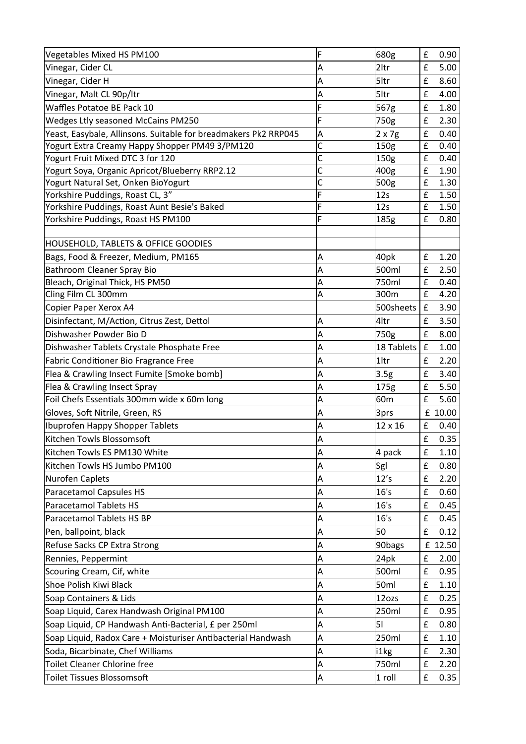| | | | |
|---|---|---|---|
| Vegetables Mixed HS PM100 | F | 680g | £ 0.90 |
| Vinegar, Cider CL | A | 2ltr | £ 5.00 |
| Vinegar, Cider H | A | 5ltr | £ 8.60 |
| Vinegar, Malt CL 90p/ltr | A | 5ltr | £ 4.00 |
| Waffles Potatoe BE Pack 10 | F | 567g | £ 1.80 |
| Wedges Ltly seasoned McCains PM250 | F | 750g | £ 2.30 |
| Yeast, Easybale, Allinsons. Suitable for breadmakers Pk2 RRP045 | A | 2 x 7g | £ 0.40 |
| Yogurt Extra Creamy Happy Shopper PM49 3/PM120 | C | 150g | £ 0.40 |
| Yogurt Fruit Mixed DTC 3 for 120 | C | 150g | £ 0.40 |
| Yogurt Soya, Organic Apricot/Blueberry RRP2.12 | C | 400g | £ 1.90 |
| Yogurt Natural Set, Onken BioYogurt | C | 500g | £ 1.30 |
| Yorkshire Puddings, Roast CL, 3" | F | 12s | £ 1.50 |
| Yorkshire Puddings, Roast Aunt Besie's Baked | F | 12s | £ 1.50 |
| Yorkshire Puddings, Roast HS PM100 | F | 185g | £ 0.80 |
| | | | |
| HOUSEHOLD, TABLETS & OFFICE GOODIES | | | |
| Bags, Food & Freezer, Medium, PM165 | A | 40pk | £ 1.20 |
| Bathroom Cleaner Spray Bio | A | 500ml | £ 2.50 |
| Bleach, Original Thick, HS PM50 | A | 750ml | £ 0.40 |
| Cling Film CL 300mm | A | 300m | £ 4.20 |
| Copier Paper Xerox A4 | | 500sheets | £ 3.90 |
| Disinfectant, M/Action, Citrus Zest, Dettol | A | 4ltr | £ 3.50 |
| Dishwasher Powder Bio D | A | 750g | £ 8.00 |
| Dishwasher Tablets Crystale Phosphate Free | A | 18 Tablets | £ 1.00 |
| Fabric Conditioner Bio Fragrance Free | A | 1ltr | £ 2.20 |
| Flea & Crawling Insect Fumite [Smoke bomb] | A | 3.5g | £ 3.40 |
| Flea & Crawling Insect Spray | A | 175g | £ 5.50 |
| Foil Chefs Essentials 300mm wide x 60m long | A | 60m | £ 5.60 |
| Gloves, Soft Nitrile, Green, RS | A | 3prs | £ 10.00 |
| Ibuprofen Happy Shopper Tablets | A | 12 x 16 | £ 0.40 |
| Kitchen Towls Blossomsoft | A | | £ 0.35 |
| Kitchen Towls ES PM130 White | A | 4 pack | £ 1.10 |
| Kitchen Towls HS Jumbo PM100 | A | Sgl | £ 0.80 |
| Nurofen Caplets | A | 12's | £ 2.20 |
| Paracetamol Capsules HS | A | 16's | £ 0.60 |
| Paracetamol Tablets HS | A | 16's | £ 0.45 |
| Paracetamol Tablets HS BP | A | 16's | £ 0.45 |
| Pen, ballpoint, black | A | 50 | £ 0.12 |
| Refuse Sacks CP Extra Strong | A | 90bags | £ 12.50 |
| Rennies, Peppermint | A | 24pk | £ 2.00 |
| Scouring Cream, Cif, white | A | 500ml | £ 0.95 |
| Shoe Polish Kiwi Black | A | 50ml | £ 1.10 |
| Soap Containers & Lids | A | 12ozs | £ 0.25 |
| Soap Liquid, Carex Handwash Original PM100 | A | 250ml | £ 0.95 |
| Soap Liquid, CP Handwash Anti-Bacterial, £ per 250ml | A | 5l | £ 0.80 |
| Soap Liquid, Radox Care + Moisturiser Antibacterial Handwash | A | 250ml | £ 1.10 |
| Soda, Bicarbinate, Chef Williams | A | i1kg | £ 2.30 |
| Toilet Cleaner Chlorine free | A | 750ml | £ 2.20 |
| Toilet Tissues Blossomsoft | A | 1 roll | £ 0.35 |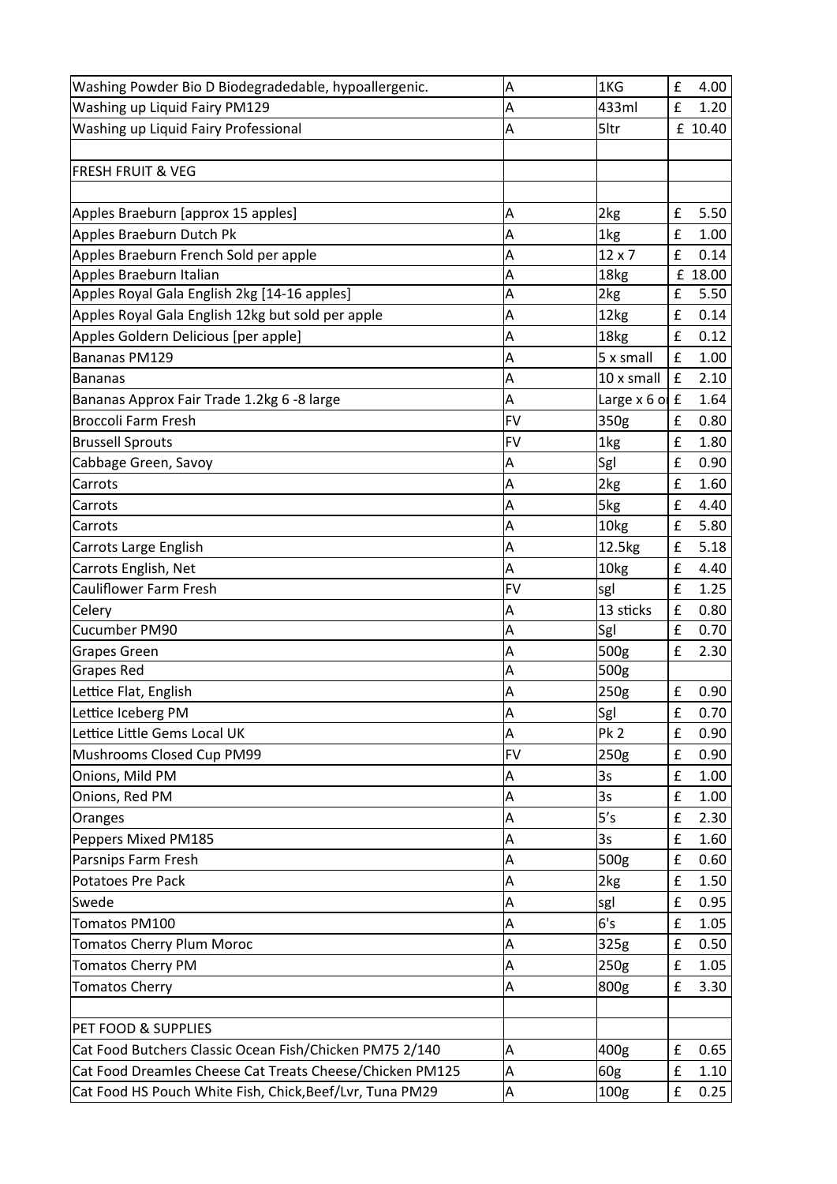| | | | |
|---|---|---|---|
| Washing Powder Bio D Biodegradedable, hypoallergenic. | A | 1KG | £ 4.00 |
| Washing up Liquid Fairy PM129 | A | 433ml | £ 1.20 |
| Washing up Liquid Fairy Professional | A | 5ltr | £ 10.40 |
| | | | |
| FRESH FRUIT & VEG | | | |
| | | | |
| Apples Braeburn [approx 15 apples] | A | 2kg | £ 5.50 |
| Apples Braeburn Dutch Pk | A | 1kg | £ 1.00 |
| Apples Braeburn French Sold per apple | A | 12 x 7 | £ 0.14 |
| Apples Braeburn Italian | A | 18kg | £ 18.00 |
| Apples Royal Gala English 2kg [14-16 apples] | A | 2kg | £ 5.50 |
| Apples Royal Gala English 12kg but sold per apple | A | 12kg | £ 0.14 |
| Apples Goldern Delicious [per apple] | A | 18kg | £ 0.12 |
| Bananas PM129 | A | 5 x small | £ 1.00 |
| Bananas | A | 10 x small | £ 2.10 |
| Bananas Approx Fair Trade 1.2kg 6 -8 large | A | Large x 6 o | £ 1.64 |
| Broccoli Farm Fresh | FV | 350g | £ 0.80 |
| Brussell Sprouts | FV | 1kg | £ 1.80 |
| Cabbage Green, Savoy | A | Sgl | £ 0.90 |
| Carrots | A | 2kg | £ 1.60 |
| Carrots | A | 5kg | £ 4.40 |
| Carrots | A | 10kg | £ 5.80 |
| Carrots Large English | A | 12.5kg | £ 5.18 |
| Carrots English, Net | A | 10kg | £ 4.40 |
| Cauliflower Farm Fresh | FV | sgl | £ 1.25 |
| Celery | A | 13 sticks | £ 0.80 |
| Cucumber PM90 | A | Sgl | £ 0.70 |
| Grapes Green | A | 500g | £ 2.30 |
| Grapes Red | A | 500g | |
| Lettice Flat, English | A | 250g | £ 0.90 |
| Lettice Iceberg PM | A | Sgl | £ 0.70 |
| Lettice Little Gems Local UK | A | Pk 2 | £ 0.90 |
| Mushrooms Closed Cup PM99 | FV | 250g | £ 0.90 |
| Onions, Mild PM | A | 3s | £ 1.00 |
| Onions, Red PM | A | 3s | £ 1.00 |
| Oranges | A | 5's | £ 2.30 |
| Peppers Mixed PM185 | A | 3s | £ 1.60 |
| Parsnips Farm Fresh | A | 500g | £ 0.60 |
| Potatoes Pre Pack | A | 2kg | £ 1.50 |
| Swede | A | sgl | £ 0.95 |
| Tomatos PM100 | A | 6's | £ 1.05 |
| Tomatos Cherry Plum Moroc | A | 325g | £ 0.50 |
| Tomatos Cherry PM | A | 250g | £ 1.05 |
| Tomatos Cherry | A | 800g | £ 3.30 |
| | | | |
| PET FOOD & SUPPLIES | | | |
| Cat Food Butchers Classic Ocean Fish/Chicken PM75 2/140 | A | 400g | £ 0.65 |
| Cat Food Dreamles Cheese Cat Treats Cheese/Chicken PM125 | A | 60g | £ 1.10 |
| Cat Food HS Pouch White Fish, Chick,Beef/Lvr, Tuna PM29 | A | 100g | £ 0.25 |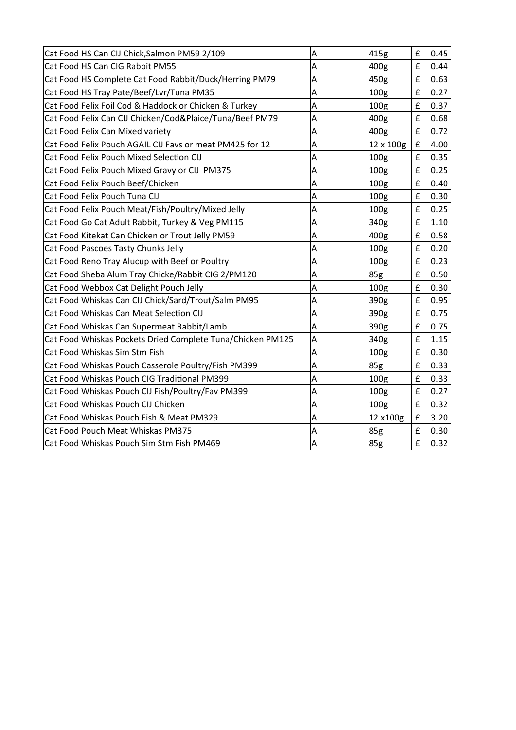| | | | | |
|---|---|---|---|---|
| Cat Food HS Can CIJ Chick,Salmon PM59 2/109 | A | 415g | £ | 0.45 |
| Cat Food HS Can CIG Rabbit PM55 | A | 400g | £ | 0.44 |
| Cat Food HS Complete Cat Food Rabbit/Duck/Herring PM79 | A | 450g | £ | 0.63 |
| Cat Food HS Tray Pate/Beef/Lvr/Tuna PM35 | A | 100g | £ | 0.27 |
| Cat Food Felix Foil Cod & Haddock or Chicken & Turkey | A | 100g | £ | 0.37 |
| Cat Food Felix Can CIJ Chicken/Cod&Plaice/Tuna/Beef PM79 | A | 400g | £ | 0.68 |
| Cat Food Felix Can Mixed variety | A | 400g | £ | 0.72 |
| Cat Food Felix Pouch AGAIL CIJ Favs or meat PM425 for 12 | A | 12 x 100g | £ | 4.00 |
| Cat Food Felix Pouch Mixed Selection CIJ | A | 100g | £ | 0.35 |
| Cat Food Felix Pouch Mixed Gravy or CIJ PM375 | A | 100g | £ | 0.25 |
| Cat Food Felix Pouch Beef/Chicken | A | 100g | £ | 0.40 |
| Cat Food Felix Pouch Tuna CIJ | A | 100g | £ | 0.30 |
| Cat Food Felix Pouch Meat/Fish/Poultry/Mixed Jelly | A | 100g | £ | 0.25 |
| Cat Food Go Cat Adult Rabbit, Turkey & Veg PM115 | A | 340g | £ | 1.10 |
| Cat Food Kitekat Can Chicken or Trout Jelly PM59 | A | 400g | £ | 0.58 |
| Cat Food Pascoes Tasty Chunks Jelly | A | 100g | £ | 0.20 |
| Cat Food Reno Tray Alucup with Beef or Poultry | A | 100g | £ | 0.23 |
| Cat Food Sheba Alum Tray Chicke/Rabbit CIG 2/PM120 | A | 85g | £ | 0.50 |
| Cat Food Webbox Cat Delight Pouch Jelly | A | 100g | £ | 0.30 |
| Cat Food Whiskas Can CIJ Chick/Sard/Trout/Salm PM95 | A | 390g | £ | 0.95 |
| Cat Food Whiskas Can Meat Selection CIJ | A | 390g | £ | 0.75 |
| Cat Food Whiskas Can Supermeat Rabbit/Lamb | A | 390g | £ | 0.75 |
| Cat Food Whiskas Pockets Dried Complete Tuna/Chicken PM125 | A | 340g | £ | 1.15 |
| Cat Food Whiskas Sim Stm Fish | A | 100g | £ | 0.30 |
| Cat Food Whiskas Pouch Casserole Poultry/Fish PM399 | A | 85g | £ | 0.33 |
| Cat Food Whiskas Pouch CIG Traditional PM399 | A | 100g | £ | 0.33 |
| Cat Food Whiskas Pouch CIJ Fish/Poultry/Fav PM399 | A | 100g | £ | 0.27 |
| Cat Food Whiskas Pouch CIJ Chicken | A | 100g | £ | 0.32 |
| Cat Food Whiskas Pouch Fish & Meat PM329 | A | 12 x100g | £ | 3.20 |
| Cat Food Pouch Meat Whiskas PM375 | A | 85g | £ | 0.30 |
| Cat Food Whiskas Pouch Sim Stm Fish PM469 | A | 85g | £ | 0.32 |